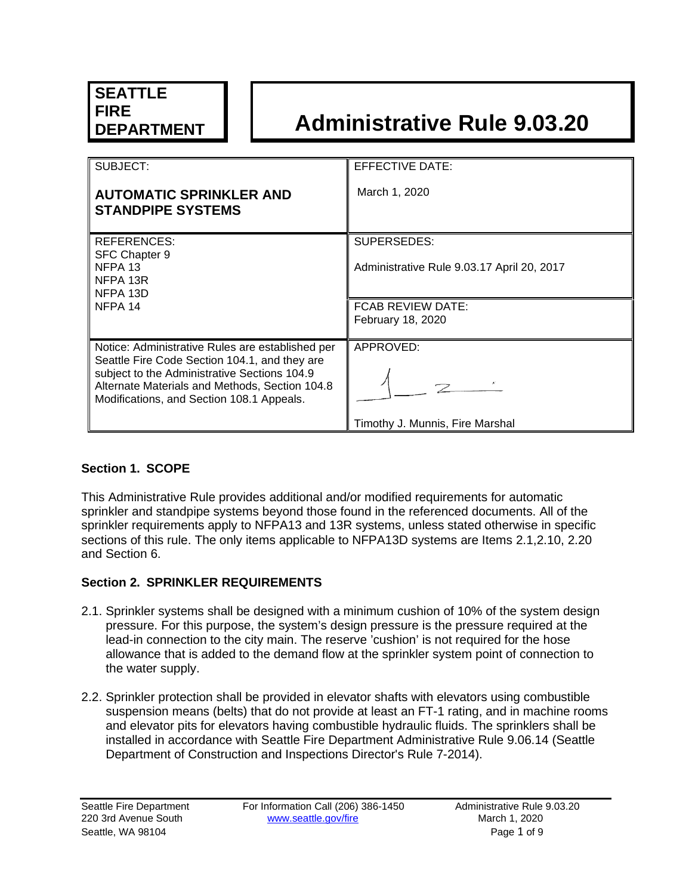**SEATTLE FIRE DEPARTMENT**

# Administrative Rule 9.03.20

| SUBJECT: **AUTOMATIC SPRINKLER AND STANDPIPE SYSTEMS** | EFFECTIVE DATE: March 1, 2020 |
|---|---|
| REFERENCES: SFC Chapter 9, NFPA 13, NFPA 13R, NFPA 13D, NFPA 14 | SUPERSEDES: Administrative Rule 9.03.17 April 20, 2017 |
| | FCAB REVIEW DATE: February 18, 2020 |
| Notice: Administrative Rules are established per Seattle Fire Code Section 104.1, and they are subject to the Administrative Sections 104.9 Alternate Materials and Methods, Section 104.8 Modifications, and Section 108.1 Appeals. | APPROVED: Timothy J. Munnis, Fire Marshal |

## Section 1. SCOPE

This Administrative Rule provides additional and/or modified requirements for automatic sprinkler and standpipe systems beyond those found in the referenced documents. All of the sprinkler requirements apply to NFPA13 and 13R systems, unless stated otherwise in specific sections of this rule. The only items applicable to NFPA13D systems are Items 2.1,2.10, 2.20 and Section 6.

## Section 2. SPRINKLER REQUIREMENTS

2.1. Sprinkler systems shall be designed with a minimum cushion of 10% of the system design pressure. For this purpose, the system's design pressure is the pressure required at the lead-in connection to the city main. The reserve 'cushion' is not required for the hose allowance that is added to the demand flow at the sprinkler system point of connection to the water supply.

2.2. Sprinkler protection shall be provided in elevator shafts with elevators using combustible suspension means (belts) that do not provide at least an FT-1 rating, and in machine rooms and elevator pits for elevators having combustible hydraulic fluids. The sprinklers shall be installed in accordance with Seattle Fire Department Administrative Rule 9.06.14 (Seattle Department of Construction and Inspections Director's Rule 7-2014).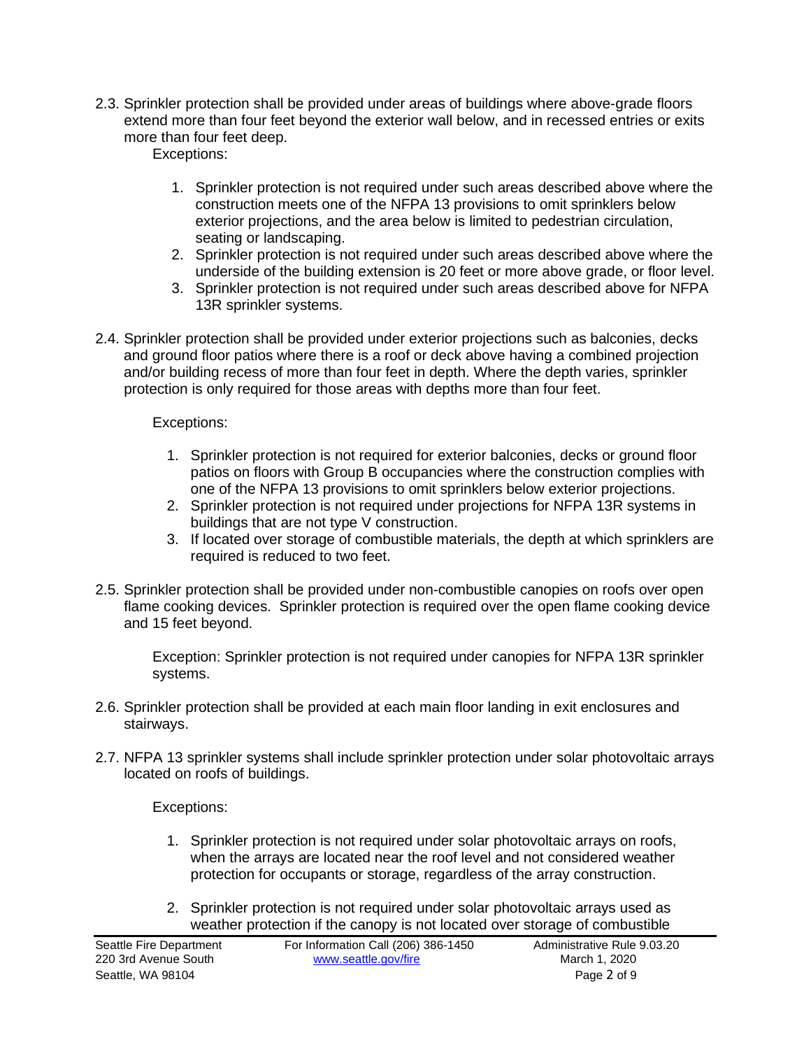2.3. Sprinkler protection shall be provided under areas of buildings where above-grade floors extend more than four feet beyond the exterior wall below, and in recessed entries or exits more than four feet deep.

Exceptions:

1. Sprinkler protection is not required under such areas described above where the construction meets one of the NFPA 13 provisions to omit sprinklers below exterior projections, and the area below is limited to pedestrian circulation, seating or landscaping.
2. Sprinkler protection is not required under such areas described above where the underside of the building extension is 20 feet or more above grade, or floor level.
3. Sprinkler protection is not required under such areas described above for NFPA 13R sprinkler systems.

2.4. Sprinkler protection shall be provided under exterior projections such as balconies, decks and ground floor patios where there is a roof or deck above having a combined projection and/or building recess of more than four feet in depth. Where the depth varies, sprinkler protection is only required for those areas with depths more than four feet.

Exceptions:

1. Sprinkler protection is not required for exterior balconies, decks or ground floor patios on floors with Group B occupancies where the construction complies with one of the NFPA 13 provisions to omit sprinklers below exterior projections.
2. Sprinkler protection is not required under projections for NFPA 13R systems in buildings that are not type V construction.
3. If located over storage of combustible materials, the depth at which sprinklers are required is reduced to two feet.

2.5. Sprinkler protection shall be provided under non-combustible canopies on roofs over open flame cooking devices. Sprinkler protection is required over the open flame cooking device and 15 feet beyond.

Exception: Sprinkler protection is not required under canopies for NFPA 13R sprinkler systems.

2.6. Sprinkler protection shall be provided at each main floor landing in exit enclosures and stairways.

2.7. NFPA 13 sprinkler systems shall include sprinkler protection under solar photovoltaic arrays located on roofs of buildings.

Exceptions:

1. Sprinkler protection is not required under solar photovoltaic arrays on roofs, when the arrays are located near the roof level and not considered weather protection for occupants or storage, regardless of the array construction.

2. Sprinkler protection is not required under solar photovoltaic arrays used as weather protection if the canopy is not located over storage of combustible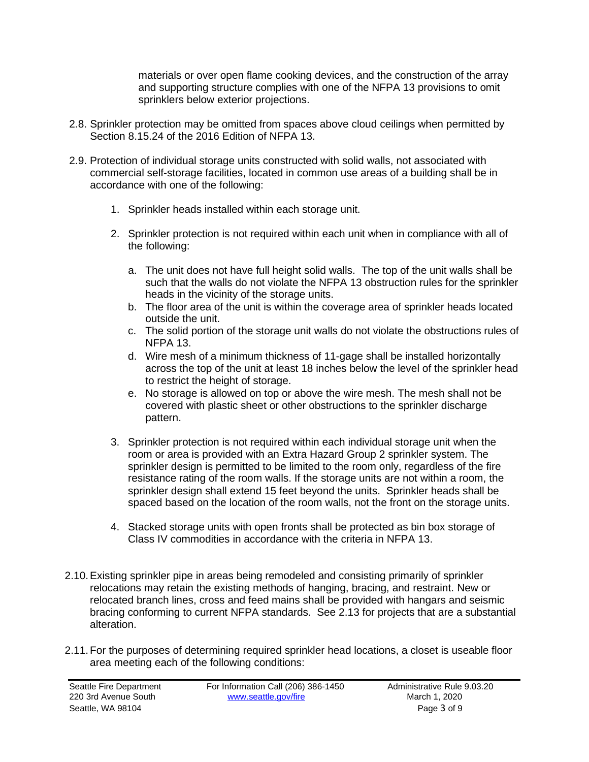materials or over open flame cooking devices, and the construction of the array and supporting structure complies with one of the NFPA 13 provisions to omit sprinklers below exterior projections.

2.8. Sprinkler protection may be omitted from spaces above cloud ceilings when permitted by Section 8.15.24 of the 2016 Edition of NFPA 13.

2.9. Protection of individual storage units constructed with solid walls, not associated with commercial self-storage facilities, located in common use areas of a building shall be in accordance with one of the following:

1. Sprinkler heads installed within each storage unit.

2. Sprinkler protection is not required within each unit when in compliance with all of the following:

   a. The unit does not have full height solid walls. The top of the unit walls shall be such that the walls do not violate the NFPA 13 obstruction rules for the sprinkler heads in the vicinity of the storage units.
   b. The floor area of the unit is within the coverage area of sprinkler heads located outside the unit.
   c. The solid portion of the storage unit walls do not violate the obstructions rules of NFPA 13.
   d. Wire mesh of a minimum thickness of 11-gage shall be installed horizontally across the top of the unit at least 18 inches below the level of the sprinkler head to restrict the height of storage.
   e. No storage is allowed on top or above the wire mesh. The mesh shall not be covered with plastic sheet or other obstructions to the sprinkler discharge pattern.

3. Sprinkler protection is not required within each individual storage unit when the room or area is provided with an Extra Hazard Group 2 sprinkler system. The sprinkler design is permitted to be limited to the room only, regardless of the fire resistance rating of the room walls. If the storage units are not within a room, the sprinkler design shall extend 15 feet beyond the units. Sprinkler heads shall be spaced based on the location of the room walls, not the front on the storage units.

4. Stacked storage units with open fronts shall be protected as bin box storage of Class IV commodities in accordance with the criteria in NFPA 13.

2.10. Existing sprinkler pipe in areas being remodeled and consisting primarily of sprinkler relocations may retain the existing methods of hanging, bracing, and restraint. New or relocated branch lines, cross and feed mains shall be provided with hangars and seismic bracing conforming to current NFPA standards. See 2.13 for projects that are a substantial alteration.

2.11. For the purposes of determining required sprinkler head locations, a closet is useable floor area meeting each of the following conditions: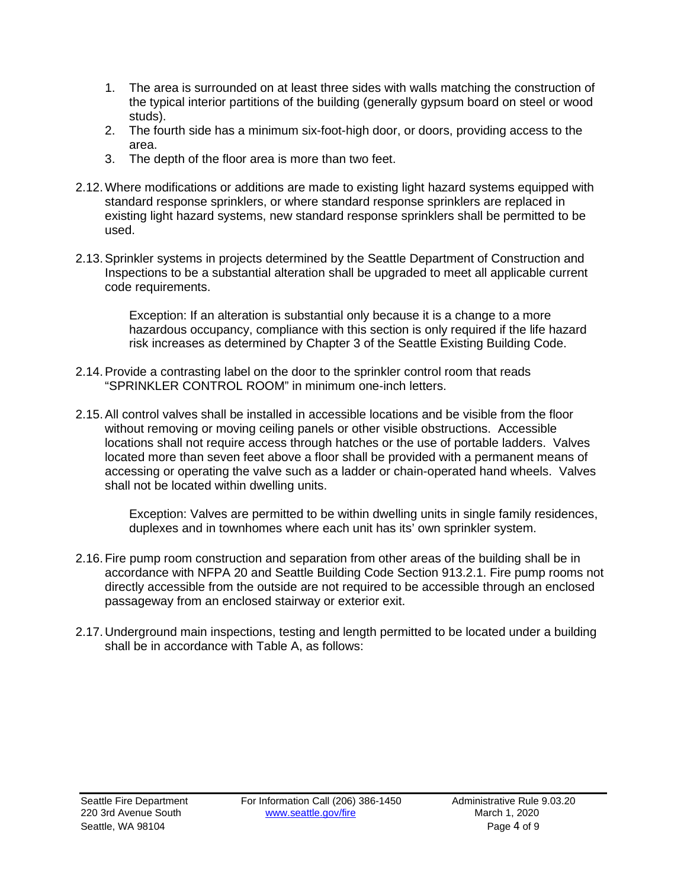1. The area is surrounded on at least three sides with walls matching the construction of the typical interior partitions of the building (generally gypsum board on steel or wood studs).
2. The fourth side has a minimum six-foot-high door, or doors, providing access to the area.
3. The depth of the floor area is more than two feet.

2.12. Where modifications or additions are made to existing light hazard systems equipped with standard response sprinklers, or where standard response sprinklers are replaced in existing light hazard systems, new standard response sprinklers shall be permitted to be used.

2.13. Sprinkler systems in projects determined by the Seattle Department of Construction and Inspections to be a substantial alteration shall be upgraded to meet all applicable current code requirements.

> Exception: If an alteration is substantial only because it is a change to a more hazardous occupancy, compliance with this section is only required if the life hazard risk increases as determined by Chapter 3 of the Seattle Existing Building Code.

2.14. Provide a contrasting label on the door to the sprinkler control room that reads "SPRINKLER CONTROL ROOM" in minimum one-inch letters.

2.15. All control valves shall be installed in accessible locations and be visible from the floor without removing or moving ceiling panels or other visible obstructions. Accessible locations shall not require access through hatches or the use of portable ladders. Valves located more than seven feet above a floor shall be provided with a permanent means of accessing or operating the valve such as a ladder or chain-operated hand wheels. Valves shall not be located within dwelling units.

> Exception: Valves are permitted to be within dwelling units in single family residences, duplexes and in townhomes where each unit has its' own sprinkler system.

2.16. Fire pump room construction and separation from other areas of the building shall be in accordance with NFPA 20 and Seattle Building Code Section 913.2.1. Fire pump rooms not directly accessible from the outside are not required to be accessible through an enclosed passageway from an enclosed stairway or exterior exit.

2.17. Underground main inspections, testing and length permitted to be located under a building shall be in accordance with Table A, as follows: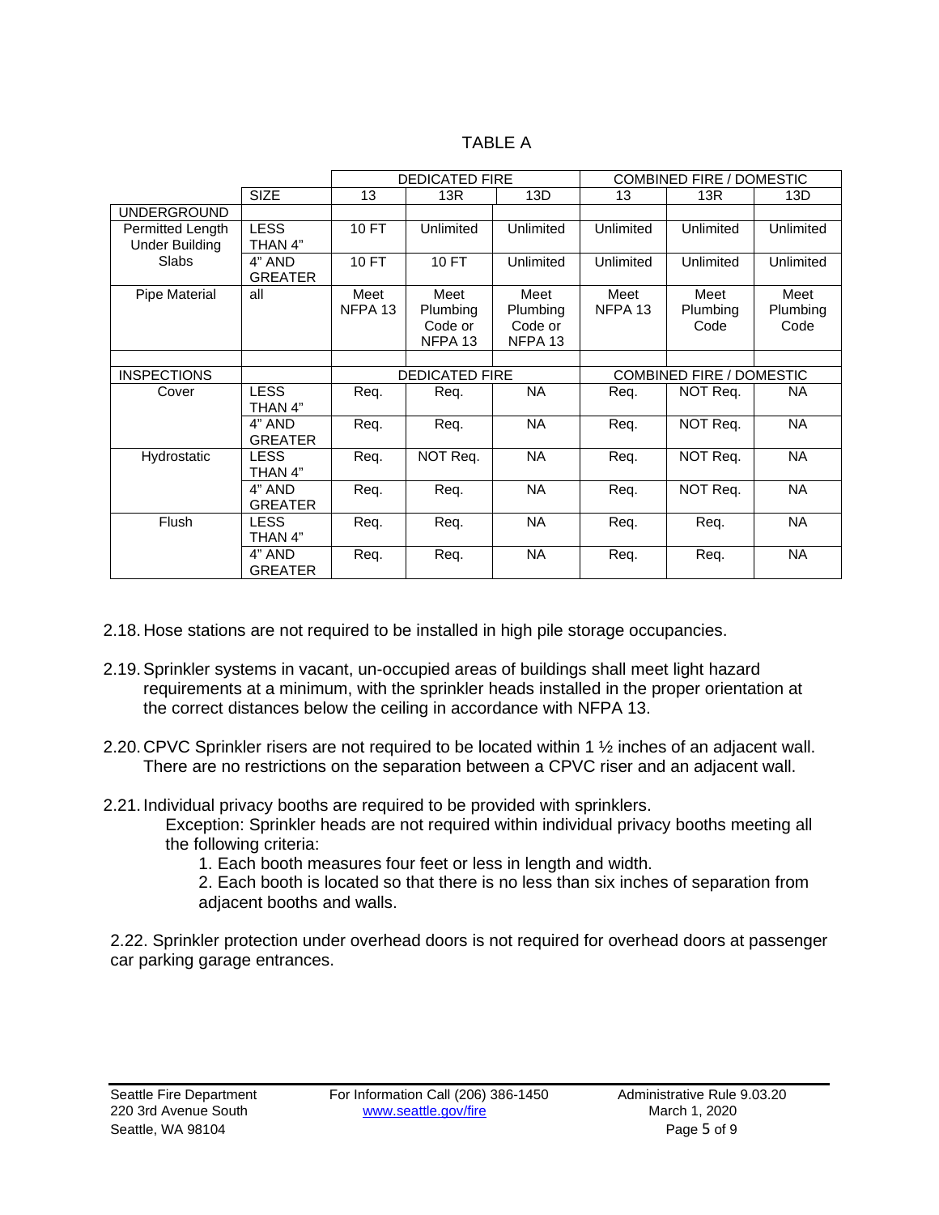TABLE A

| | | DEDICATED FIRE | | | COMBINED FIRE / DOMESTIC | | |
|---|---|---|---|---|---|---|---|
| | SIZE | 13 | 13R | 13D | 13 | 13R | 13D |
| UNDERGROUND | | | | | | | |
| Permitted Length Under Building Slabs | LESS THAN 4" | 10 FT | Unlimited | Unlimited | Unlimited | Unlimited | Unlimited |
| | 4" AND GREATER | 10 FT | 10 FT | Unlimited | Unlimited | Unlimited | Unlimited |
| Pipe Material | all | Meet NFPA 13 | Meet Plumbing Code or NFPA 13 | Meet Plumbing Code or NFPA 13 | Meet NFPA 13 | Meet Plumbing Code | Meet Plumbing Code |
| | | | | | | | |
| INSPECTIONS | | DEDICATED FIRE | | | COMBINED FIRE / DOMESTIC | | |
| Cover | LESS THAN 4" | Req. | Req. | NA | Req. | NOT Req. | NA |
| | 4" AND GREATER | Req. | Req. | NA | Req. | NOT Req. | NA |
| Hydrostatic | LESS THAN 4" | Req. | NOT Req. | NA | Req. | NOT Req. | NA |
| | 4" AND GREATER | Req. | Req. | NA | Req. | NOT Req. | NA |
| Flush | LESS THAN 4" | Req. | Req. | NA | Req. | Req. | NA |
| | 4" AND GREATER | Req. | Req. | NA | Req. | Req. | NA |

2.18. Hose stations are not required to be installed in high pile storage occupancies.

2.19. Sprinkler systems in vacant, un-occupied areas of buildings shall meet light hazard requirements at a minimum, with the sprinkler heads installed in the proper orientation at the correct distances below the ceiling in accordance with NFPA 13.

2.20. CPVC Sprinkler risers are not required to be located within 1 ½ inches of an adjacent wall. There are no restrictions on the separation between a CPVC riser and an adjacent wall.

2.21. Individual privacy booths are required to be provided with sprinklers.

Exception: Sprinkler heads are not required within individual privacy booths meeting all the following criteria:

1. Each booth measures four feet or less in length and width.
2. Each booth is located so that there is no less than six inches of separation from adjacent booths and walls.

2.22. Sprinkler protection under overhead doors is not required for overhead doors at passenger car parking garage entrances.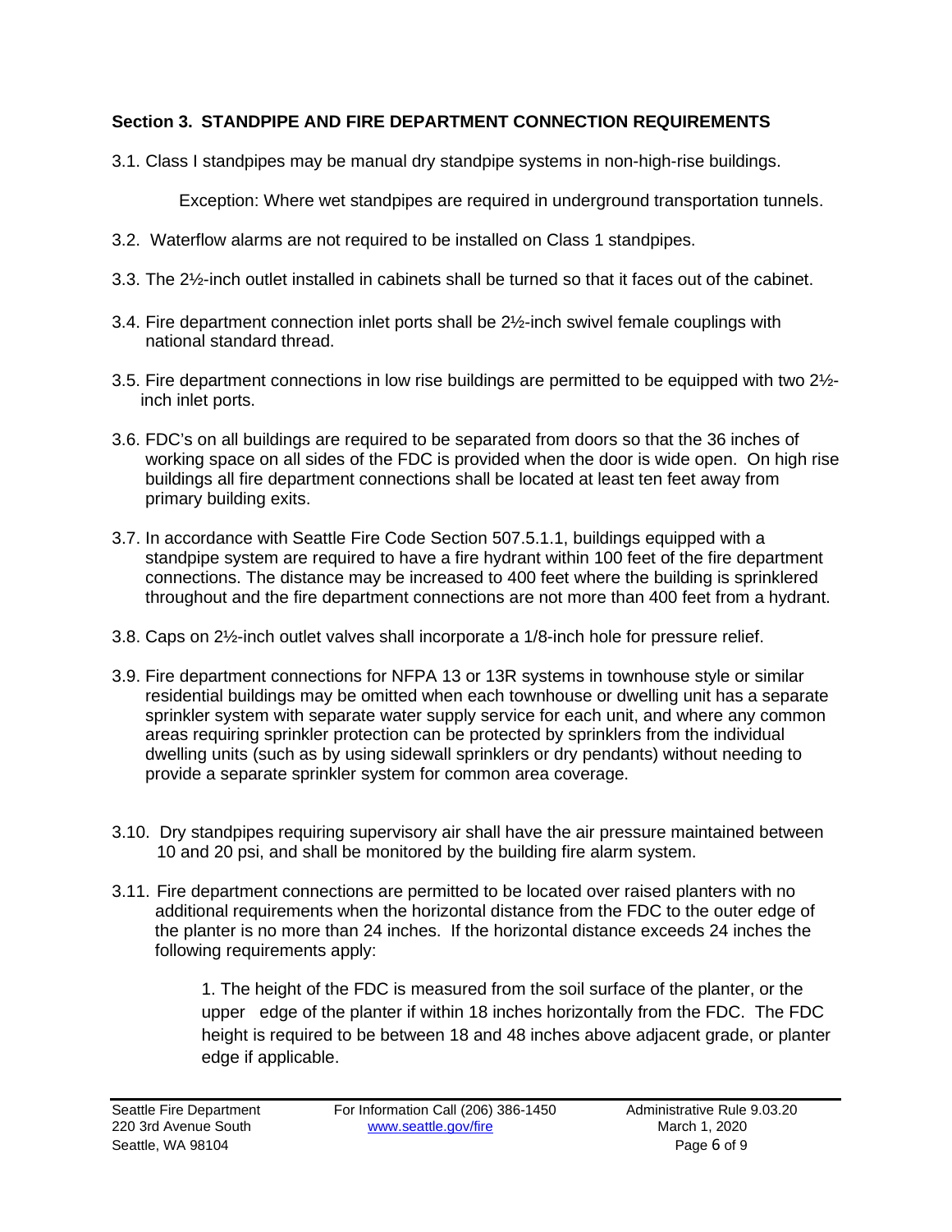### Section 3. STANDPIPE AND FIRE DEPARTMENT CONNECTION REQUIREMENTS

3.1. Class I standpipes may be manual dry standpipe systems in non-high-rise buildings.

Exception: Where wet standpipes are required in underground transportation tunnels.

3.2. Waterflow alarms are not required to be installed on Class 1 standpipes.

3.3. The 2½-inch outlet installed in cabinets shall be turned so that it faces out of the cabinet.

3.4. Fire department connection inlet ports shall be 2½-inch swivel female couplings with national standard thread.

3.5. Fire department connections in low rise buildings are permitted to be equipped with two 2½-inch inlet ports.

3.6. FDC's on all buildings are required to be separated from doors so that the 36 inches of working space on all sides of the FDC is provided when the door is wide open. On high rise buildings all fire department connections shall be located at least ten feet away from primary building exits.

3.7. In accordance with Seattle Fire Code Section 507.5.1.1, buildings equipped with a standpipe system are required to have a fire hydrant within 100 feet of the fire department connections. The distance may be increased to 400 feet where the building is sprinklered throughout and the fire department connections are not more than 400 feet from a hydrant.

3.8. Caps on 2½-inch outlet valves shall incorporate a 1/8-inch hole for pressure relief.

3.9. Fire department connections for NFPA 13 or 13R systems in townhouse style or similar residential buildings may be omitted when each townhouse or dwelling unit has a separate sprinkler system with separate water supply service for each unit, and where any common areas requiring sprinkler protection can be protected by sprinklers from the individual dwelling units (such as by using sidewall sprinklers or dry pendants) without needing to provide a separate sprinkler system for common area coverage.

3.10. Dry standpipes requiring supervisory air shall have the air pressure maintained between 10 and 20 psi, and shall be monitored by the building fire alarm system.

3.11. Fire department connections are permitted to be located over raised planters with no additional requirements when the horizontal distance from the FDC to the outer edge of the planter is no more than 24 inches. If the horizontal distance exceeds 24 inches the following requirements apply:

1. The height of the FDC is measured from the soil surface of the planter, or the upper edge of the planter if within 18 inches horizontally from the FDC. The FDC height is required to be between 18 and 48 inches above adjacent grade, or planter edge if applicable.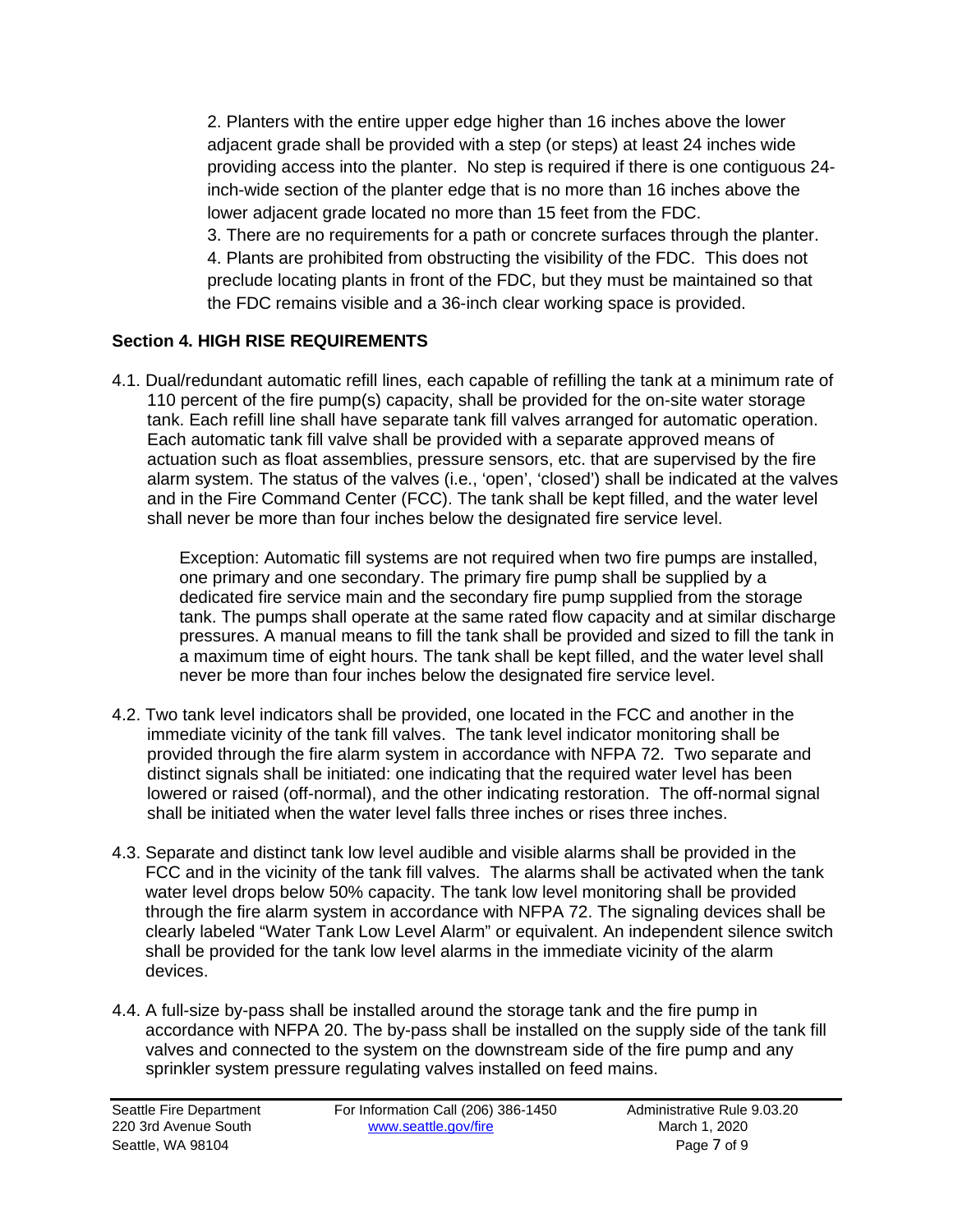2. Planters with the entire upper edge higher than 16 inches above the lower adjacent grade shall be provided with a step (or steps) at least 24 inches wide providing access into the planter. No step is required if there is one contiguous 24-inch-wide section of the planter edge that is no more than 16 inches above the lower adjacent grade located no more than 15 feet from the FDC.

3. There are no requirements for a path or concrete surfaces through the planter.

4. Plants are prohibited from obstructing the visibility of the FDC. This does not preclude locating plants in front of the FDC, but they must be maintained so that the FDC remains visible and a 36-inch clear working space is provided.

## Section 4. HIGH RISE REQUIREMENTS

4.1. Dual/redundant automatic refill lines, each capable of refilling the tank at a minimum rate of 110 percent of the fire pump(s) capacity, shall be provided for the on-site water storage tank. Each refill line shall have separate tank fill valves arranged for automatic operation. Each automatic tank fill valve shall be provided with a separate approved means of actuation such as float assemblies, pressure sensors, etc. that are supervised by the fire alarm system. The status of the valves (i.e., 'open', 'closed') shall be indicated at the valves and in the Fire Command Center (FCC). The tank shall be kept filled, and the water level shall never be more than four inches below the designated fire service level.

> Exception: Automatic fill systems are not required when two fire pumps are installed, one primary and one secondary. The primary fire pump shall be supplied by a dedicated fire service main and the secondary fire pump supplied from the storage tank. The pumps shall operate at the same rated flow capacity and at similar discharge pressures. A manual means to fill the tank shall be provided and sized to fill the tank in a maximum time of eight hours. The tank shall be kept filled, and the water level shall never be more than four inches below the designated fire service level.

4.2. Two tank level indicators shall be provided, one located in the FCC and another in the immediate vicinity of the tank fill valves. The tank level indicator monitoring shall be provided through the fire alarm system in accordance with NFPA 72. Two separate and distinct signals shall be initiated: one indicating that the required water level has been lowered or raised (off-normal), and the other indicating restoration. The off-normal signal shall be initiated when the water level falls three inches or rises three inches.

4.3. Separate and distinct tank low level audible and visible alarms shall be provided in the FCC and in the vicinity of the tank fill valves. The alarms shall be activated when the tank water level drops below 50% capacity. The tank low level monitoring shall be provided through the fire alarm system in accordance with NFPA 72. The signaling devices shall be clearly labeled "Water Tank Low Level Alarm" or equivalent. An independent silence switch shall be provided for the tank low level alarms in the immediate vicinity of the alarm devices.

4.4. A full-size by-pass shall be installed around the storage tank and the fire pump in accordance with NFPA 20. The by-pass shall be installed on the supply side of the tank fill valves and connected to the system on the downstream side of the fire pump and any sprinkler system pressure regulating valves installed on feed mains.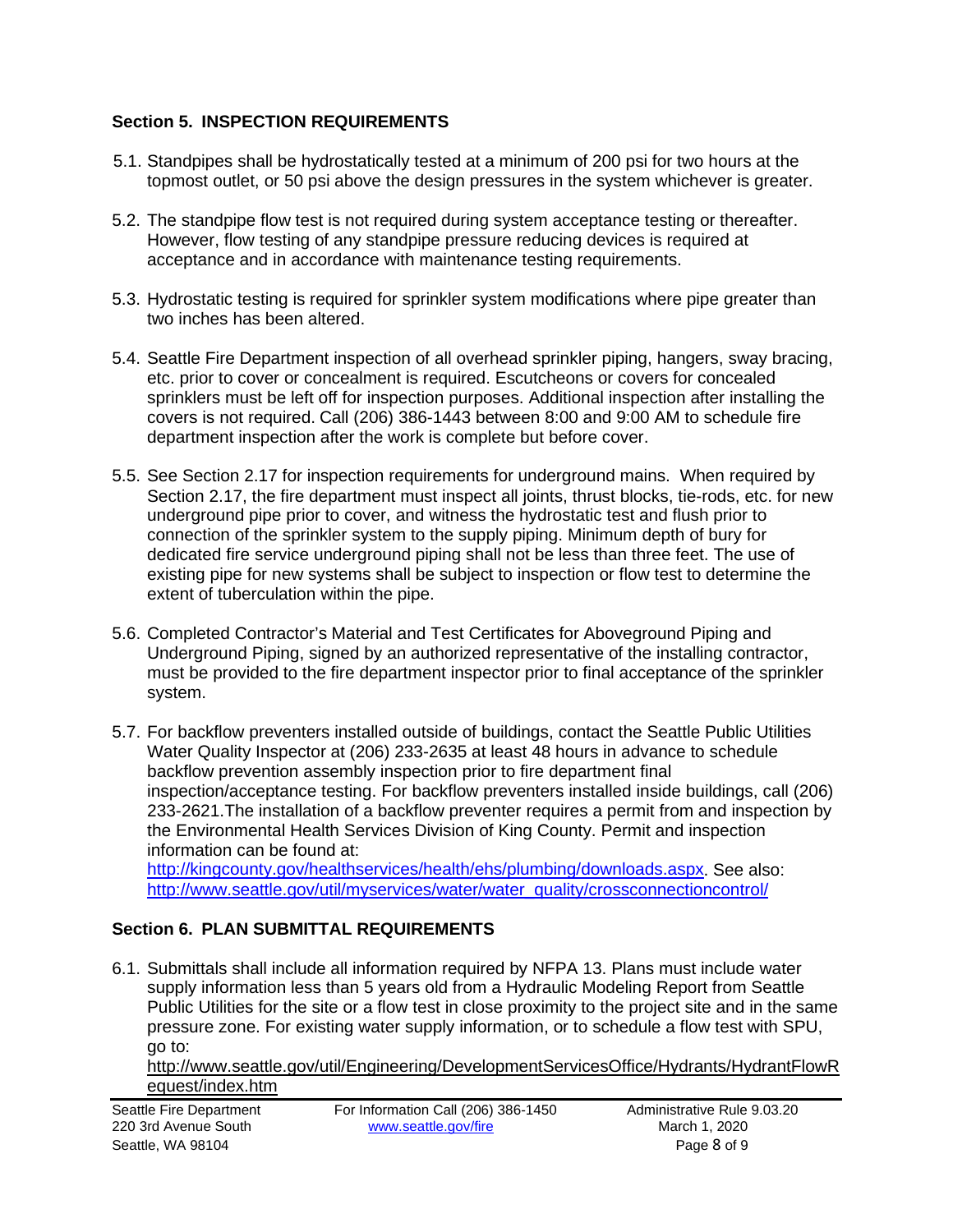## Section 5. INSPECTION REQUIREMENTS

5.1. Standpipes shall be hydrostatically tested at a minimum of 200 psi for two hours at the topmost outlet, or 50 psi above the design pressures in the system whichever is greater.

5.2. The standpipe flow test is not required during system acceptance testing or thereafter. However, flow testing of any standpipe pressure reducing devices is required at acceptance and in accordance with maintenance testing requirements.

5.3. Hydrostatic testing is required for sprinkler system modifications where pipe greater than two inches has been altered.

5.4. Seattle Fire Department inspection of all overhead sprinkler piping, hangers, sway bracing, etc. prior to cover or concealment is required. Escutcheons or covers for concealed sprinklers must be left off for inspection purposes. Additional inspection after installing the covers is not required. Call (206) 386-1443 between 8:00 and 9:00 AM to schedule fire department inspection after the work is complete but before cover.

5.5. See Section 2.17 for inspection requirements for underground mains. When required by Section 2.17, the fire department must inspect all joints, thrust blocks, tie-rods, etc. for new underground pipe prior to cover, and witness the hydrostatic test and flush prior to connection of the sprinkler system to the supply piping. Minimum depth of bury for dedicated fire service underground piping shall not be less than three feet. The use of existing pipe for new systems shall be subject to inspection or flow test to determine the extent of tuberculation within the pipe.

5.6. Completed Contractor's Material and Test Certificates for Aboveground Piping and Underground Piping, signed by an authorized representative of the installing contractor, must be provided to the fire department inspector prior to final acceptance of the sprinkler system.

5.7. For backflow preventers installed outside of buildings, contact the Seattle Public Utilities Water Quality Inspector at (206) 233-2635 at least 48 hours in advance to schedule backflow prevention assembly inspection prior to fire department final inspection/acceptance testing. For backflow preventers installed inside buildings, call (206) 233-2621.The installation of a backflow preventer requires a permit from and inspection by the Environmental Health Services Division of King County. Permit and inspection information can be found at: http://kingcounty.gov/healthservices/health/ehs/plumbing/downloads.aspx. See also: http://www.seattle.gov/util/myservices/water/water_quality/crossconnectioncontrol/

## Section 6. PLAN SUBMITTAL REQUIREMENTS

6.1. Submittals shall include all information required by NFPA 13. Plans must include water supply information less than 5 years old from a Hydraulic Modeling Report from Seattle Public Utilities for the site or a flow test in close proximity to the project site and in the same pressure zone. For existing water supply information, or to schedule a flow test with SPU, go to: http://www.seattle.gov/util/Engineering/DevelopmentServicesOffice/Hydrants/HydrantFlowRequest/index.htm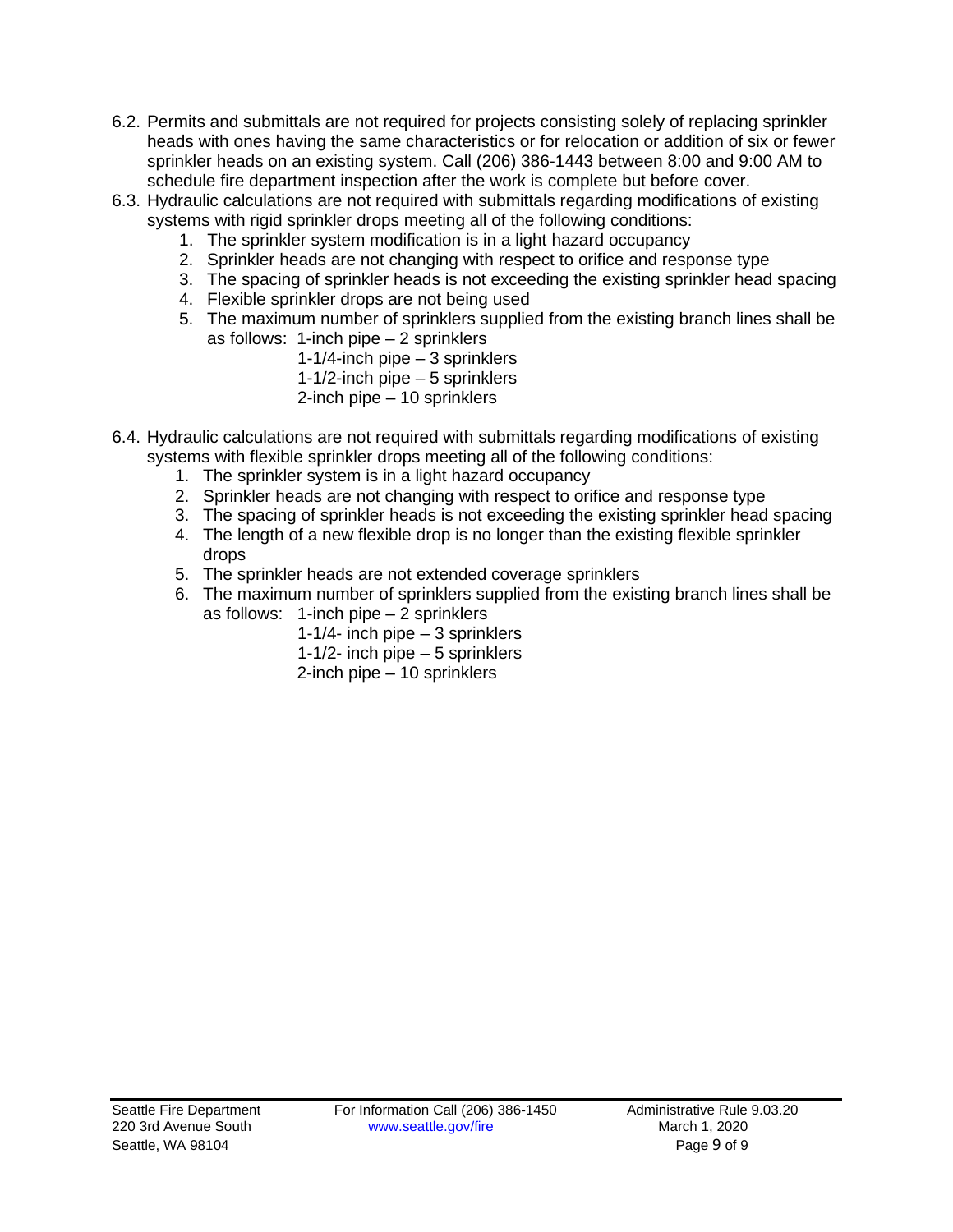6.2. Permits and submittals are not required for projects consisting solely of replacing sprinkler heads with ones having the same characteristics or for relocation or addition of six or fewer sprinkler heads on an existing system. Call (206) 386-1443 between 8:00 and 9:00 AM to schedule fire department inspection after the work is complete but before cover.

6.3. Hydraulic calculations are not required with submittals regarding modifications of existing systems with rigid sprinkler drops meeting all of the following conditions:

1. The sprinkler system modification is in a light hazard occupancy
2. Sprinkler heads are not changing with respect to orifice and response type
3. The spacing of sprinkler heads is not exceeding the existing sprinkler head spacing
4. Flexible sprinkler drops are not being used
5. The maximum number of sprinklers supplied from the existing branch lines shall be as follows: 1-inch pipe – 2 sprinklers
   1-1/4-inch pipe – 3 sprinklers
   1-1/2-inch pipe – 5 sprinklers
   2-inch pipe – 10 sprinklers

6.4. Hydraulic calculations are not required with submittals regarding modifications of existing systems with flexible sprinkler drops meeting all of the following conditions:

1. The sprinkler system is in a light hazard occupancy
2. Sprinkler heads are not changing with respect to orifice and response type
3. The spacing of sprinkler heads is not exceeding the existing sprinkler head spacing
4. The length of a new flexible drop is no longer than the existing flexible sprinkler drops
5. The sprinkler heads are not extended coverage sprinklers
6. The maximum number of sprinklers supplied from the existing branch lines shall be as follows: 1-inch pipe – 2 sprinklers
   1-1/4- inch pipe – 3 sprinklers
   1-1/2- inch pipe – 5 sprinklers
   2-inch pipe – 10 sprinklers